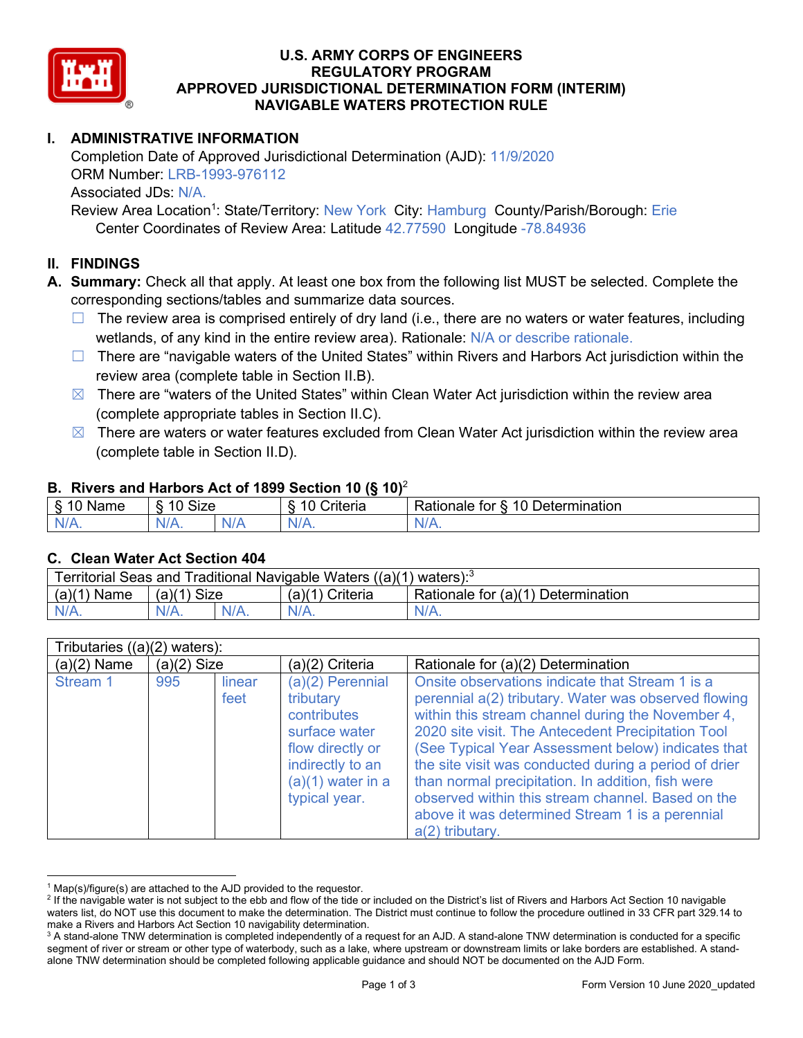# U.S. ARMY CORPS OF ENGINEERS
# REGULATORY PROGRAM
# APPROVED JURISDICTIONAL DETERMINATION FORM (INTERIM)
# NAVIGABLE WATERS PROTECTION RULE

## I. ADMINISTRATIVE INFORMATION

Completion Date of Approved Jurisdictional Determination (AJD): 11/9/2020
ORM Number: LRB-1993-976112
Associated JDs: N/A.
Review Area Location[1]: State/Territory: New York City: Hamburg County/Parish/Borough: Erie
Center Coordinates of Review Area: Latitude 42.77590 Longitude -78.84936

## II. FINDINGS

**A. Summary:** Check all that apply. At least one box from the following list MUST be selected. Complete the corresponding sections/tables and summarize data sources.

- ☐ The review area is comprised entirely of dry land (i.e., there are no waters or water features, including wetlands, of any kind in the entire review area). Rationale: N/A or describe rationale.
- ☐ There are "navigable waters of the United States" within Rivers and Harbors Act jurisdiction within the review area (complete table in Section II.B).
- ☒ There are "waters of the United States" within Clean Water Act jurisdiction within the review area (complete appropriate tables in Section II.C).
- ☒ There are waters or water features excluded from Clean Water Act jurisdiction within the review area (complete table in Section II.D).

### B. Rivers and Harbors Act of 1899 Section 10 (§ 10)[2]

| § 10 Name | § 10 Size | | § 10 Criteria | Rationale for § 10 Determination |
|---|---|---|---|---|
| N/A. | N/A. | N/A | N/A. | N/A. |

### C. Clean Water Act Section 404

| Territorial Seas and Traditional Navigable Waters ((a)(1) waters):[3] | | | | |
|---|---|---|---|---|
| (a)(1) Name | (a)(1) Size | | (a)(1) Criteria | Rationale for (a)(1) Determination |
| N/A. | N/A. | N/A. | N/A. | N/A. |

| Tributaries ((a)(2) waters): | | | | |
|---|---|---|---|---|
| (a)(2) Name | (a)(2) Size | | (a)(2) Criteria | Rationale for (a)(2) Determination |
| Stream 1 | 995 | linear feet | (a)(2) Perennial tributary contributes surface water flow directly or indirectly to an (a)(1) water in a typical year. | Onsite observations indicate that Stream 1 is a perennial a(2) tributary. Water was observed flowing within this stream channel during the November 4, 2020 site visit. The Antecedent Precipitation Tool (See Typical Year Assessment below) indicates that the site visit was conducted during a period of drier than normal precipitation. In addition, fish were observed within this stream channel. Based on the above it was determined Stream 1 is a perennial a(2) tributary. |

---

[1] Map(s)/figure(s) are attached to the AJD provided to the requestor.
[2] If the navigable water is not subject to the ebb and flow of the tide or included on the District's list of Rivers and Harbors Act Section 10 navigable waters list, do NOT use this document to make the determination. The District must continue to follow the procedure outlined in 33 CFR part 329.14 to make a Rivers and Harbors Act Section 10 navigability determination.
[3] A stand-alone TNW determination is completed independently of a request for an AJD. A stand-alone TNW determination is conducted for a specific segment of river or stream or other type of waterbody, such as a lake, where upstream or downstream limits or lake borders are established. A stand-alone TNW determination should be completed following applicable guidance and should NOT be documented on the AJD Form.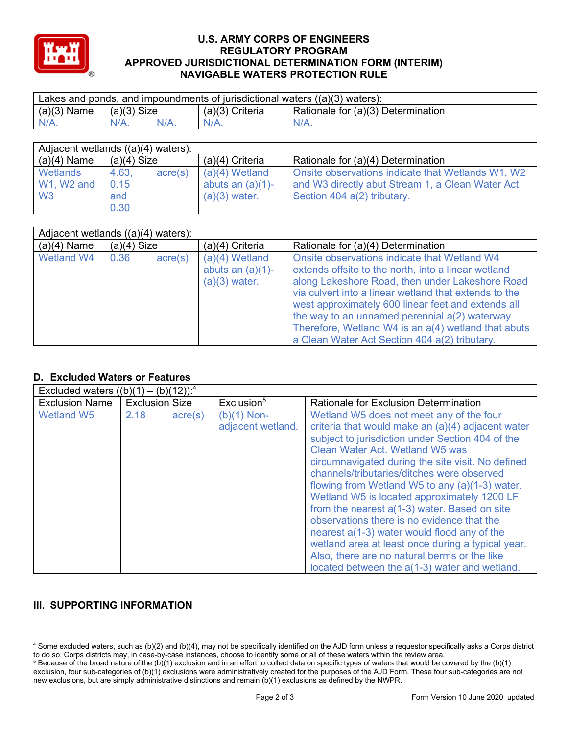# U.S. ARMY CORPS OF ENGINEERS
# REGULATORY PROGRAM
# APPROVED JURISDICTIONAL DETERMINATION FORM (INTERIM)
# NAVIGABLE WATERS PROTECTION RULE

| Lakes and ponds, and impoundments of jurisdictional waters ((a)(3) waters): | | | | |
|---|---|---|---|---|
| (a)(3) Name | (a)(3) Size | | (a)(3) Criteria | Rationale for (a)(3) Determination |
| N/A. | N/A. | N/A. | N/A. | N/A. |

| Adjacent wetlands ((a)(4) waters): | | | | |
|---|---|---|---|---|
| (a)(4) Name | (a)(4) Size | | (a)(4) Criteria | Rationale for (a)(4) Determination |
| Wetlands W1, W2 and W3 | 4.63, 0.15 and 0.30 | acre(s) | (a)(4) Wetland abuts an (a)(1)-(a)(3) water. | Onsite observations indicate that Wetlands W1, W2 and W3 directly abut Stream 1, a Clean Water Act Section 404 a(2) tributary. |

| Adjacent wetlands ((a)(4) waters): | | | | |
|---|---|---|---|---|
| (a)(4) Name | (a)(4) Size | | (a)(4) Criteria | Rationale for (a)(4) Determination |
| Wetland W4 | 0.36 | acre(s) | (a)(4) Wetland abuts an (a)(1)-(a)(3) water. | Onsite observations indicate that Wetland W4 extends offsite to the north, into a linear wetland along Lakeshore Road, then under Lakeshore Road via culvert into a linear wetland that extends to the west approximately 600 linear feet and extends all the way to an unnamed perennial a(2) waterway. Therefore, Wetland W4 is an a(4) wetland that abuts a Clean Water Act Section 404 a(2) tributary. |

## D. Excluded Waters or Features

| Excluded waters ((b)(1) – (b)(12)):[4] | | | | |
|---|---|---|---|---|
| Exclusion Name | Exclusion Size | | Exclusion[5] | Rationale for Exclusion Determination |
| Wetland W5 | 2.18 | acre(s) | (b)(1) Non-adjacent wetland. | Wetland W5 does not meet any of the four criteria that would make an (a)(4) adjacent water subject to jurisdiction under Section 404 of the Clean Water Act. Wetland W5 was circumnavigated during the site visit. No defined channels/tributaries/ditches were observed flowing from Wetland W5 to any (a)(1-3) water. Wetland W5 is located approximately 1200 LF from the nearest a(1-3) water. Based on site observations there is no evidence that the nearest a(1-3) water would flood any of the wetland area at least once during a typical year. Also, there are no natural berms or the like located between the a(1-3) water and wetland. |

## III. SUPPORTING INFORMATION

[4] Some excluded waters, such as (b)(2) and (b)(4), may not be specifically identified on the AJD form unless a requestor specifically asks a Corps district to do so. Corps districts may, in case-by-case instances, choose to identify some or all of these waters within the review area.

[5] Because of the broad nature of the (b)(1) exclusion and in an effort to collect data on specific types of waters that would be covered by the (b)(1) exclusion, four sub-categories of (b)(1) exclusions were administratively created for the purposes of the AJD Form. These four sub-categories are not new exclusions, but are simply administrative distinctions and remain (b)(1) exclusions as defined by the NWPR.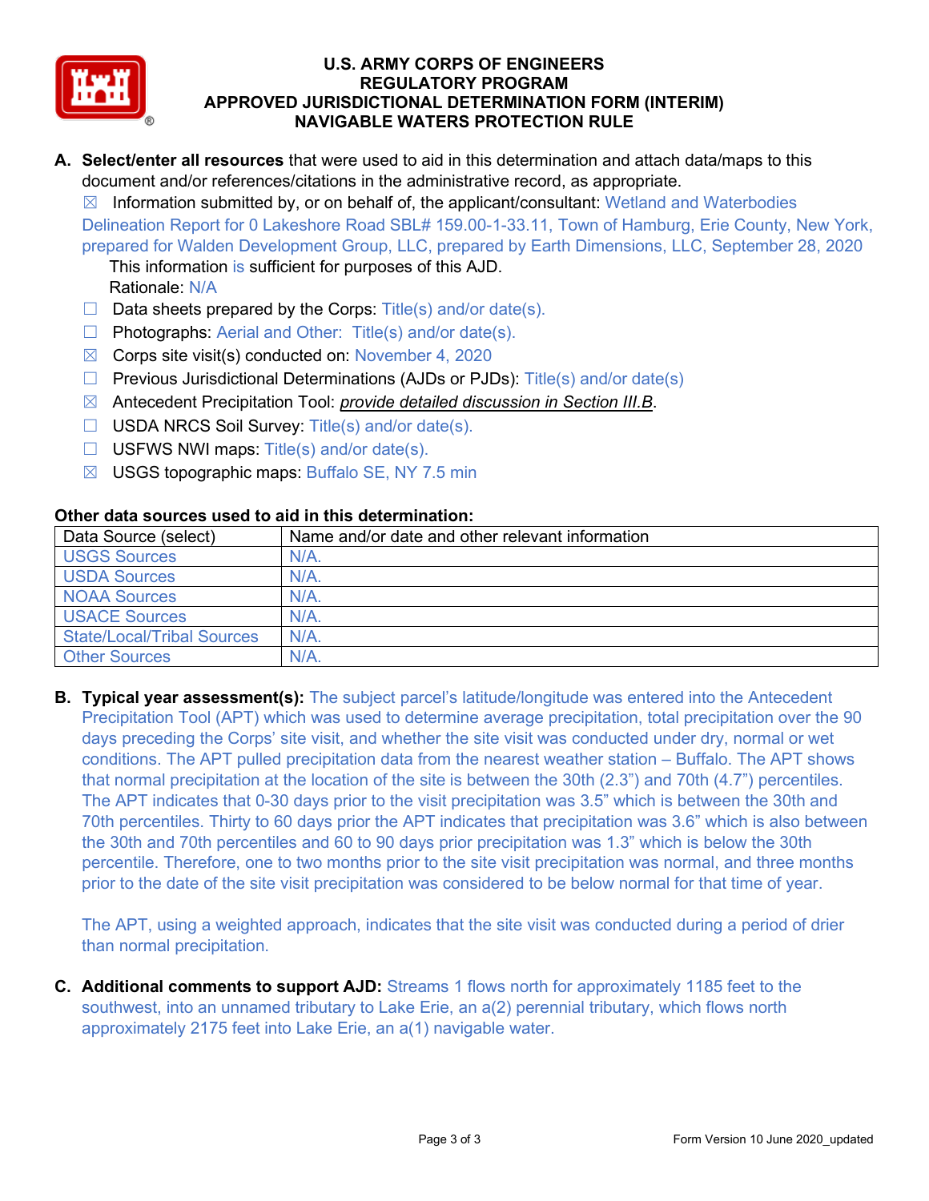# U.S. ARMY CORPS OF ENGINEERS
# REGULATORY PROGRAM
# APPROVED JURISDICTIONAL DETERMINATION FORM (INTERIM)
# NAVIGABLE WATERS PROTECTION RULE

**A. Select/enter all resources** that were used to aid in this determination and attach data/maps to this document and/or references/citations in the administrative record, as appropriate.

☒ Information submitted by, or on behalf of, the applicant/consultant: Wetland and Waterbodies Delineation Report for 0 Lakeshore Road SBL# 159.00-1-33.11, Town of Hamburg, Erie County, New York, prepared for Walden Development Group, LLC, prepared by Earth Dimensions, LLC, September 28, 2020

This information is sufficient for purposes of this AJD.

Rationale: N/A

☐ Data sheets prepared by the Corps: Title(s) and/or date(s).

☐ Photographs: Aerial and Other: Title(s) and/or date(s).

☒ Corps site visit(s) conducted on: November 4, 2020

☐ Previous Jurisdictional Determinations (AJDs or PJDs): Title(s) and/or date(s)

☒ Antecedent Precipitation Tool: *provide detailed discussion in Section III.B*.

☐ USDA NRCS Soil Survey: Title(s) and/or date(s).

☐ USFWS NWI maps: Title(s) and/or date(s).

☒ USGS topographic maps: Buffalo SE, NY 7.5 min

**Other data sources used to aid in this determination:**

| Data Source (select) | Name and/or date and other relevant information |
|---|---|
| USGS Sources | N/A. |
| USDA Sources | N/A. |
| NOAA Sources | N/A. |
| USACE Sources | N/A. |
| State/Local/Tribal Sources | N/A. |
| Other Sources | N/A. |

**B. Typical year assessment(s):** The subject parcel's latitude/longitude was entered into the Antecedent Precipitation Tool (APT) which was used to determine average precipitation, total precipitation over the 90 days preceding the Corps' site visit, and whether the site visit was conducted under dry, normal or wet conditions. The APT pulled precipitation data from the nearest weather station – Buffalo. The APT shows that normal precipitation at the location of the site is between the 30th (2.3") and 70th (4.7") percentiles. The APT indicates that 0-30 days prior to the visit precipitation was 3.5" which is between the 30th and 70th percentiles. Thirty to 60 days prior the APT indicates that precipitation was 3.6" which is also between the 30th and 70th percentiles and 60 to 90 days prior precipitation was 1.3" which is below the 30th percentile. Therefore, one to two months prior to the site visit precipitation was normal, and three months prior to the date of the site visit precipitation was considered to be below normal for that time of year.

The APT, using a weighted approach, indicates that the site visit was conducted during a period of drier than normal precipitation.

**C. Additional comments to support AJD:** Streams 1 flows north for approximately 1185 feet to the southwest, into an unnamed tributary to Lake Erie, an a(2) perennial tributary, which flows north approximately 2175 feet into Lake Erie, an a(1) navigable water.